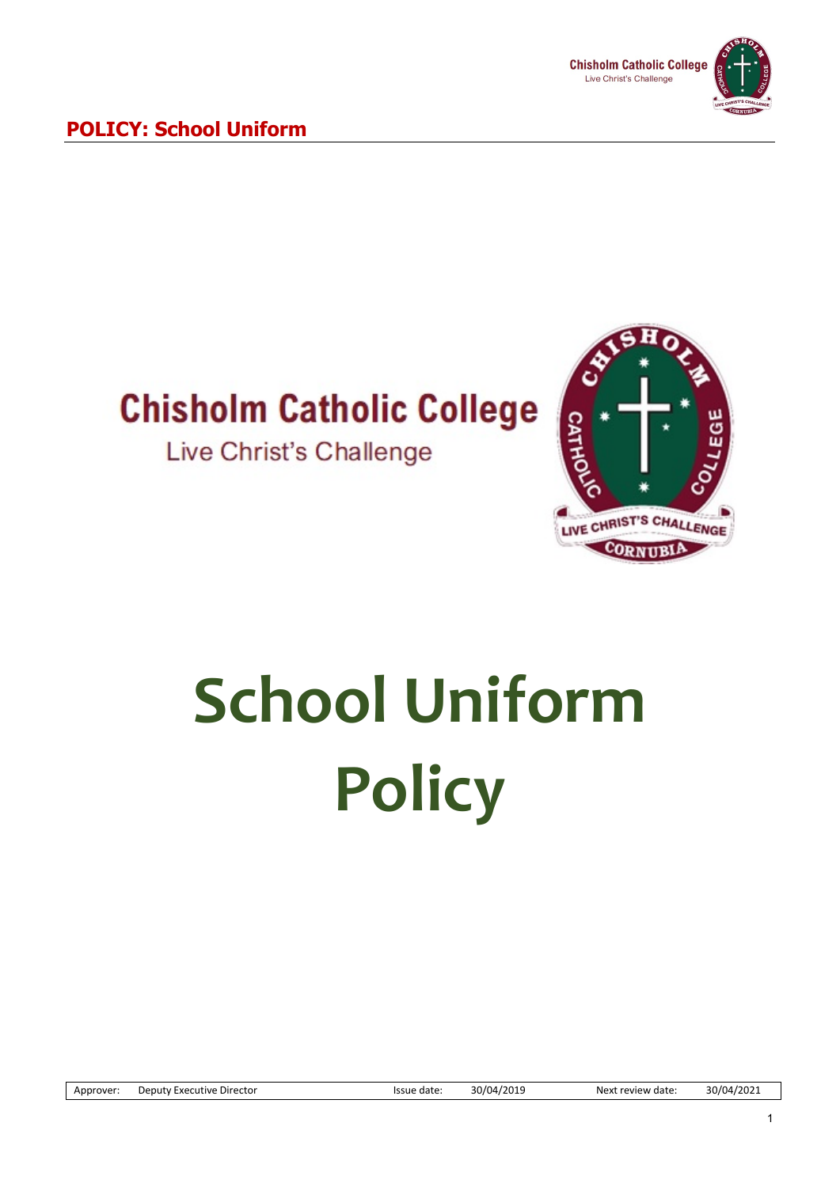# POLICY: School Uniform

Chisholm Catholic College

Live Christ's Challenge

# School Uniform Policy

| Approver: | Deputy Executive Director | Issue date: | 30/04/2019 | Next review date: | 30/04/2021 |
| --- | --- | --- | --- | --- | --- |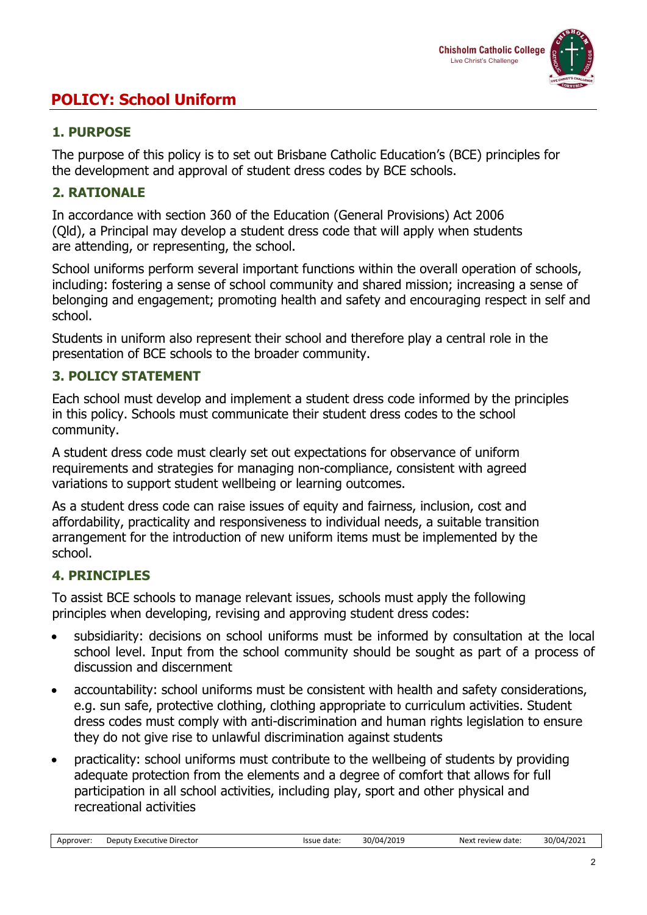# POLICY: School Uniform

## 1. PURPOSE

The purpose of this policy is to set out Brisbane Catholic Education's (BCE) principles for the development and approval of student dress codes by BCE schools.

## 2. RATIONALE

In accordance with section 360 of the Education (General Provisions) Act 2006 (Qld), a Principal may develop a student dress code that will apply when students are attending, or representing, the school.

School uniforms perform several important functions within the overall operation of schools, including: fostering a sense of school community and shared mission; increasing a sense of belonging and engagement; promoting health and safety and encouraging respect in self and school.

Students in uniform also represent their school and therefore play a central role in the presentation of BCE schools to the broader community.

## 3. POLICY STATEMENT

Each school must develop and implement a student dress code informed by the principles in this policy. Schools must communicate their student dress codes to the school community.

A student dress code must clearly set out expectations for observance of uniform requirements and strategies for managing non-compliance, consistent with agreed variations to support student wellbeing or learning outcomes.

As a student dress code can raise issues of equity and fairness, inclusion, cost and affordability, practicality and responsiveness to individual needs, a suitable transition arrangement for the introduction of new uniform items must be implemented by the school.

## 4. PRINCIPLES

To assist BCE schools to manage relevant issues, schools must apply the following principles when developing, revising and approving student dress codes:

- subsidiarity: decisions on school uniforms must be informed by consultation at the local school level. Input from the school community should be sought as part of a process of discussion and discernment
- accountability: school uniforms must be consistent with health and safety considerations, e.g. sun safe, protective clothing, clothing appropriate to curriculum activities. Student dress codes must comply with anti-discrimination and human rights legislation to ensure they do not give rise to unlawful discrimination against students
- practicality: school uniforms must contribute to the wellbeing of students by providing adequate protection from the elements and a degree of comfort that allows for full participation in all school activities, including play, sport and other physical and recreational activities

| Approver: | Deputy Executive Director | Issue date: | 30/04/2019 | Next review date: | 30/04/2021 |
|---|---|---|---|---|---|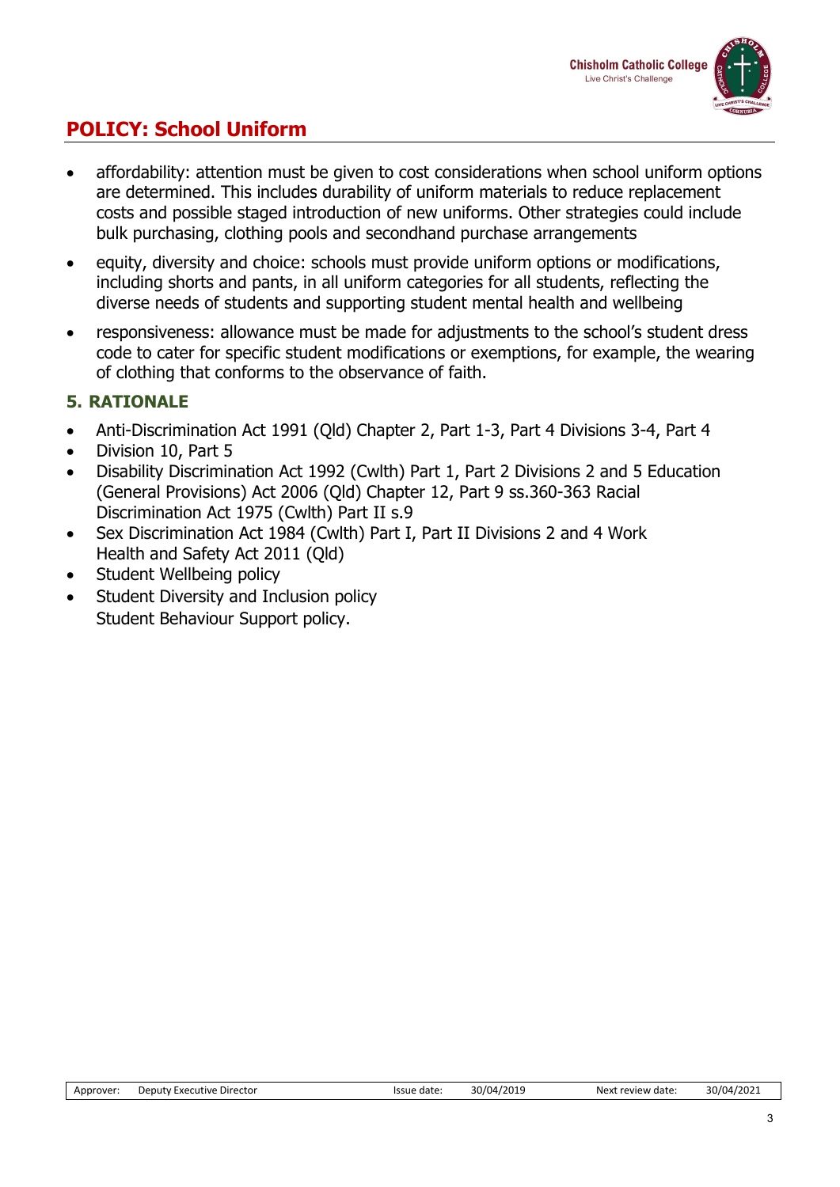- affordability: attention must be given to cost considerations when school uniform options are determined. This includes durability of uniform materials to reduce replacement costs and possible staged introduction of new uniforms. Other strategies could include bulk purchasing, clothing pools and secondhand purchase arrangements
- equity, diversity and choice: schools must provide uniform options or modifications, including shorts and pants, in all uniform categories for all students, reflecting the diverse needs of students and supporting student mental health and wellbeing
- responsiveness: allowance must be made for adjustments to the school's student dress code to cater for specific student modifications or exemptions, for example, the wearing of clothing that conforms to the observance of faith.

## 5. RATIONALE

- Anti-Discrimination Act 1991 (Qld) Chapter 2, Part 1-3, Part 4 Divisions 3-4, Part 4
- Division 10, Part 5
- Disability Discrimination Act 1992 (Cwlth) Part 1, Part 2 Divisions 2 and 5 Education (General Provisions) Act 2006 (Qld) Chapter 12, Part 9 ss.360-363 Racial Discrimination Act 1975 (Cwlth) Part II s.9
- Sex Discrimination Act 1984 (Cwlth) Part I, Part II Divisions 2 and 4 Work Health and Safety Act 2011 (Qld)
- Student Wellbeing policy
- Student Diversity and Inclusion policy
  Student Behaviour Support policy.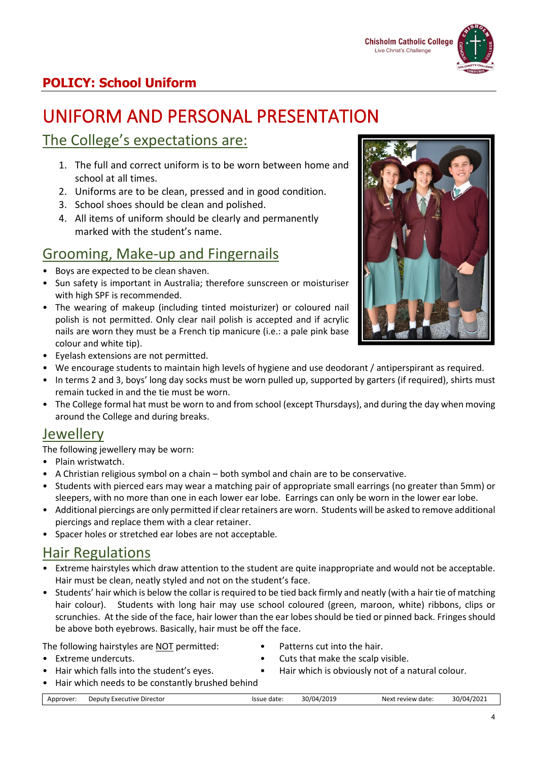## POLICY: School Uniform

# UNIFORM AND PERSONAL PRESENTATION

## The College's expectations are:

1. The full and correct uniform is to be worn between home and school at all times.
2. Uniforms are to be clean, pressed and in good condition.
3. School shoes should be clean and polished.
4. All items of uniform should be clearly and permanently marked with the student's name.

## Grooming, Make-up and Fingernails

- Boys are expected to be clean shaven.
- Sun safety is important in Australia; therefore sunscreen or moisturiser with high SPF is recommended.
- The wearing of makeup (including tinted moisturizer) or coloured nail polish is not permitted. Only clear nail polish is accepted and if acrylic nails are worn they must be a French tip manicure (i.e.: a pale pink base colour and white tip).
- Eyelash extensions are not permitted.
- We encourage students to maintain high levels of hygiene and use deodorant / antiperspirant as required.
- In terms 2 and 3, boys' long day socks must be worn pulled up, supported by garters (if required), shirts must remain tucked in and the tie must be worn.
- The College formal hat must be worn to and from school (except Thursdays), and during the day when moving around the College and during breaks.

## Jewellery

The following jewellery may be worn:

- Plain wristwatch.
- A Christian religious symbol on a chain – both symbol and chain are to be conservative.
- Students with pierced ears may wear a matching pair of appropriate small earrings (no greater than 5mm) or sleepers, with no more than one in each lower ear lobe. Earrings can only be worn in the lower ear lobe.
- Additional piercings are only permitted if clear retainers are worn. Students will be asked to remove additional piercings and replace them with a clear retainer.
- Spacer holes or stretched ear lobes are not acceptable.

## Hair Regulations

- Extreme hairstyles which draw attention to the student are quite inappropriate and would not be acceptable. Hair must be clean, neatly styled and not on the student's face.
- Students' hair which is below the collar is required to be tied back firmly and neatly (with a hair tie of matching hair colour). Students with long hair may use school coloured (green, maroon, white) ribbons, clips or scrunchies. At the side of the face, hair lower than the ear lobes should be tied or pinned back. Fringes should be above both eyebrows. Basically, hair must be off the face.

The following hairstyles are NOT permitted:

- Extreme undercuts.
- Hair which falls into the student's eyes.
- Hair which needs to be constantly brushed behind
- Patterns cut into the hair.
- Cuts that make the scalp visible.
- Hair which is obviously not of a natural colour.

| Approver: | Deputy Executive Director | Issue date: | 30/04/2019 | Next review date: | 30/04/2021 |
|---|---|---|---|---|---|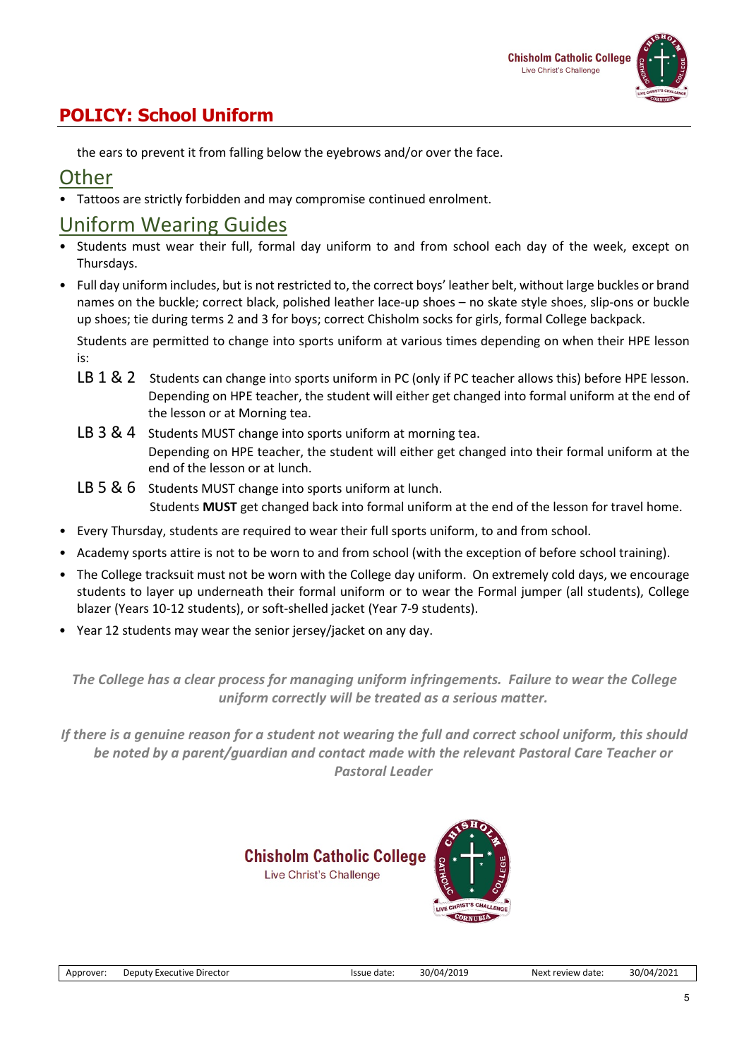the ears to prevent it from falling below the eyebrows and/or over the face.

## Other

- Tattoos are strictly forbidden and may compromise continued enrolment.

## Uniform Wearing Guides

- Students must wear their full, formal day uniform to and from school each day of the week, except on Thursdays.
- Full day uniform includes, but is not restricted to, the correct boys' leather belt, without large buckles or brand names on the buckle; correct black, polished leather lace-up shoes – no skate style shoes, slip-ons or buckle up shoes; tie during terms 2 and 3 for boys; correct Chisholm socks for girls, formal College backpack.

  Students are permitted to change into sports uniform at various times depending on when their HPE lesson is:

  - LB 1 & 2 Students can change into sports uniform in PC (only if PC teacher allows this) before HPE lesson. Depending on HPE teacher, the student will either get changed into formal uniform at the end of the lesson or at Morning tea.
  - LB 3 & 4 Students MUST change into sports uniform at morning tea. Depending on HPE teacher, the student will either get changed into their formal uniform at the end of the lesson or at lunch.
  - LB 5 & 6 Students MUST change into sports uniform at lunch. Students **MUST** get changed back into formal uniform at the end of the lesson for travel home.
- Every Thursday, students are required to wear their full sports uniform, to and from school.
- Academy sports attire is not to be worn to and from school (with the exception of before school training).
- The College tracksuit must not be worn with the College day uniform. On extremely cold days, we encourage students to layer up underneath their formal uniform or to wear the Formal jumper (all students), College blazer (Years 10-12 students), or soft-shelled jacket (Year 7-9 students).
- Year 12 students may wear the senior jersey/jacket on any day.

***The College has a clear process for managing uniform infringements. Failure to wear the College uniform correctly will be treated as a serious matter.***

***If there is a genuine reason for a student not wearing the full and correct school uniform, this should be noted by a parent/guardian and contact made with the relevant Pastoral Care Teacher or Pastoral Leader***

Chisholm Catholic College
Live Christ's Challenge

| Approver: | Deputy Executive Director | Issue date: | 30/04/2019 | Next review date: | 30/04/2021 |
|---|---|---|---|---|---|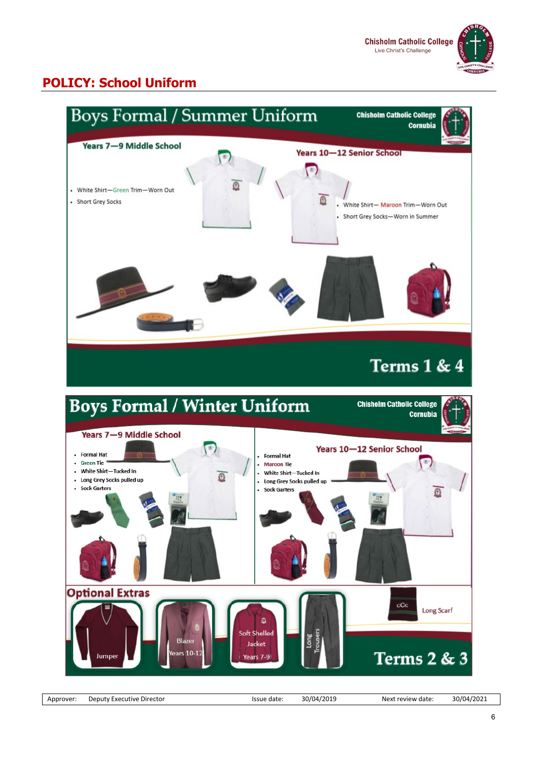## POLICY: School Uniform

# Boys Formal / Summer Uniform

Chisholm Catholic College Cornubia

### Years 7—9 Middle School

- White Shirt—Green Trim—Worn Out
- Short Grey Socks

### Years 10—12 Senior School

- White Shirt— Maroon Trim—Worn Out
- Short Grey Socks—Worn in Summer

**Terms 1 & 4**

# Boys Formal / Winter Uniform

Chisholm Catholic College Cornubia

### Years 7—9 Middle School

- Formal Hat
- Green Tie
- White Shirt—Tucked In
- Long Grey Socks pulled up
- Sock Garters

### Years 10—12 Senior School

- Formal Hat
- Maroon Tie
- White Shirt—Tucked In
- Long Grey Socks pulled up
- Sock Garters

### Optional Extras

Jumper

Blazer Years 10-12

Soft Shelled Jacket Years 7-9

Long Trousers

Long Scarf

**Terms 2 & 3**

| Approver: | Deputy Executive Director | Issue date: | 30/04/2019 | Next review date: | 30/04/2021 |
|---|---|---|---|---|---|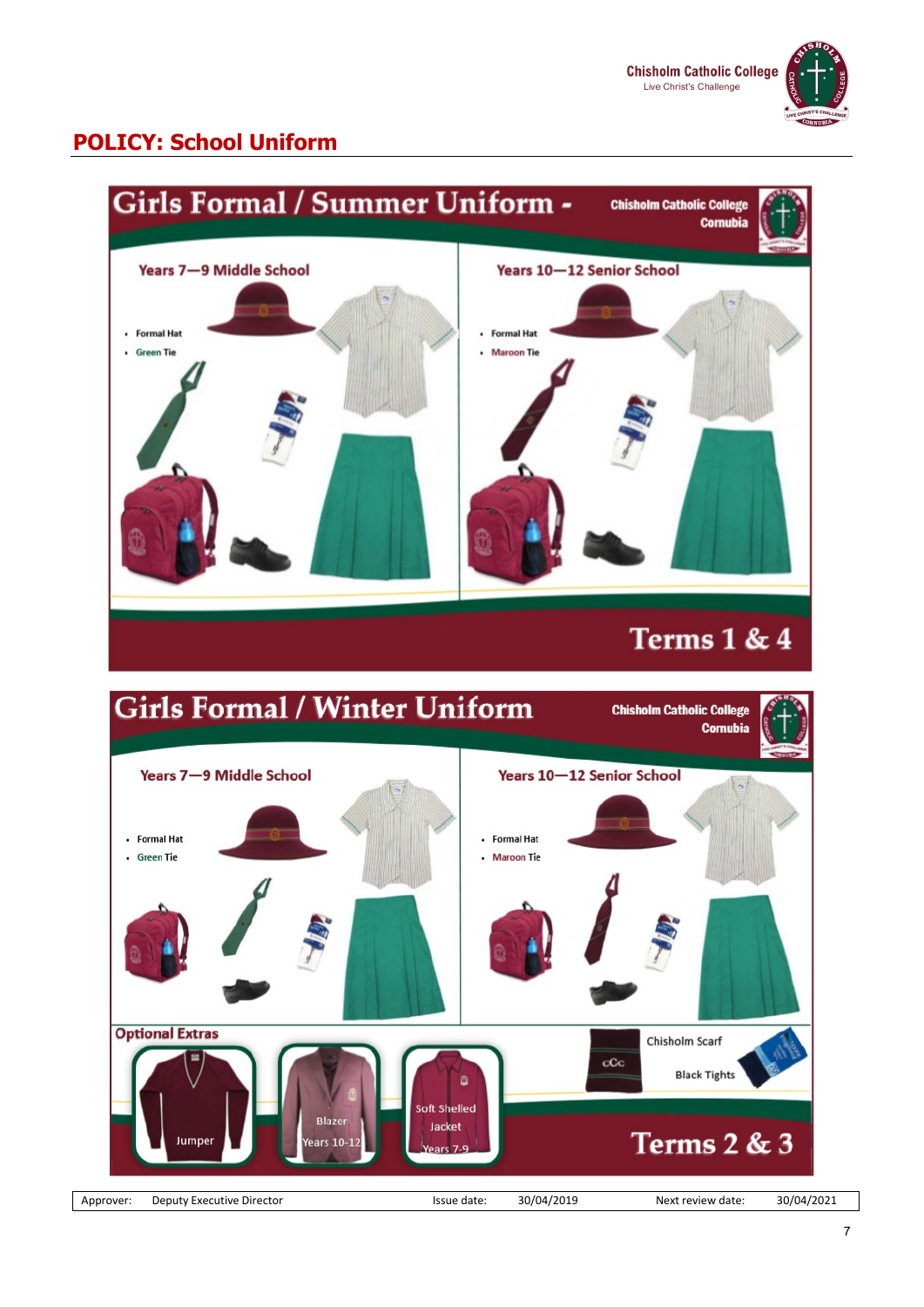## POLICY: School Uniform

# Girls Formal / Summer Uniform -

Chisholm Catholic College Cornubia

### Years 7—9 Middle School

- Formal Hat
- Green Tie

### Years 10—12 Senior School

- Formal Hat
- Maroon Tie

Terms 1 & 4

# Girls Formal / Winter Uniform

Chisholm Catholic College Cornubia

### Years 7—9 Middle School

- Formal Hat
- Green Tie

### Years 10—12 Senior School

- Formal Hat
- Maroon Tie

### Optional Extras

- Jumper
- Blazer Years 10-12
- Soft Shelled Jacket Years 7-9
- Chisholm Scarf
- Black Tights

Terms 2 & 3

| Approver: | Deputy Executive Director | Issue date: | 30/04/2019 | Next review date: | 30/04/2021 |
|---|---|---|---|---|---|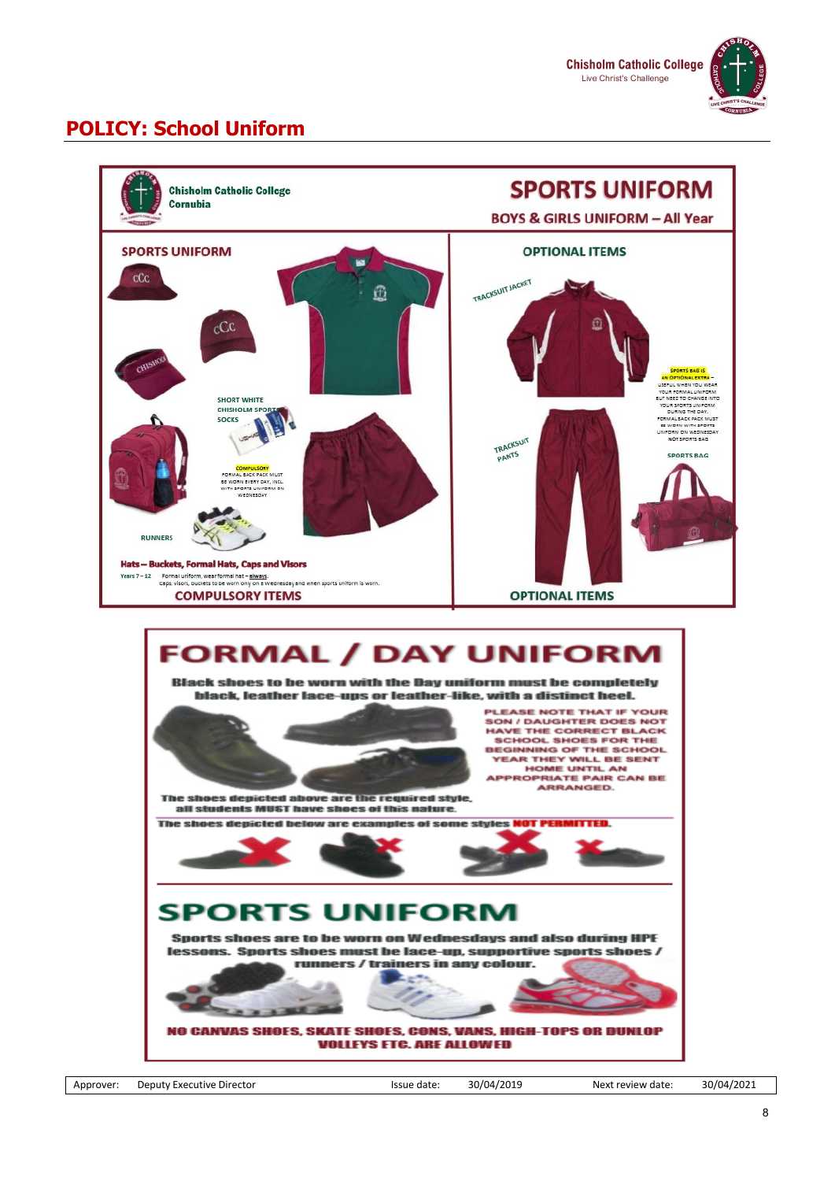## POLICY: School Uniform

Chisholm Catholic College
Cornubia

# SPORTS UNIFORM

BOYS & GIRLS UNIFORM – All Year

### SPORTS UNIFORM

SHORT WHITE CHISHOLM SPORT SOCKS

COMPULSORY
FORMAL BACK PACK MUST BE WORN EVERY DAY, INCL. WITH SPORTS UNIFORM ON WEDNESDAY

RUNNERS

**Hats – Buckets, Formal Hats, Caps and Visors**

Years 7 – 12 Formal uniform, wear formal hat – always.
Caps, visors, buckets to be worn only on a Wednesday and when sports uniform is worn.

**COMPULSORY ITEMS**

### OPTIONAL ITEMS

TRACKSUIT JACKET

SPORTS BAG IS AN OPTIONAL EXTRA – USEFUL WHEN YOU WEAR YOUR FORMAL UNIFORM BUT NEED TO CHANGE INTO YOUR SPORTS UNIFORM DURING THE DAY. FORMAL BACK PACK MUST BE WORN WITH SPORTS UNIFORM ON WEDNESDAY NOT SPORTS BAG

SPORTS BAG

TRACKSUIT PANTS

**OPTIONAL ITEMS**

# FORMAL / DAY UNIFORM

**Black shoes to be worn with the Day uniform must be completely black, leather lace-ups or leather-like, with a distinct heel.**

PLEASE NOTE THAT IF YOUR SON / DAUGHTER DOES NOT HAVE THE CORRECT BLACK SCHOOL SHOES FOR THE BEGINNING OF THE SCHOOL YEAR THEY WILL BE SENT HOME UNTIL AN APPROPRIATE PAIR CAN BE ARRANGED.

**The shoes depicted above are the required style, all students MUST have shoes of this nature.**

**The shoes depicted below are examples of some styles NOT PERMITTED.**

# SPORTS UNIFORM

**Sports shoes are to be worn on Wednesdays and also during HPE lessons. Sports shoes must be lace-up, supportive sports shoes / runners / trainers in any colour.**

**NO CANVAS SHOES, SKATE SHOES, CONS, VANS, HIGH-TOPS OR DUNLOP VOLLEYS ETC. ARE ALLOWED**

| | | | | | |
|---|---|---|---|---|---|
| Approver: | Deputy Executive Director | Issue date: | 30/04/2019 | Next review date: | 30/04/2021 |